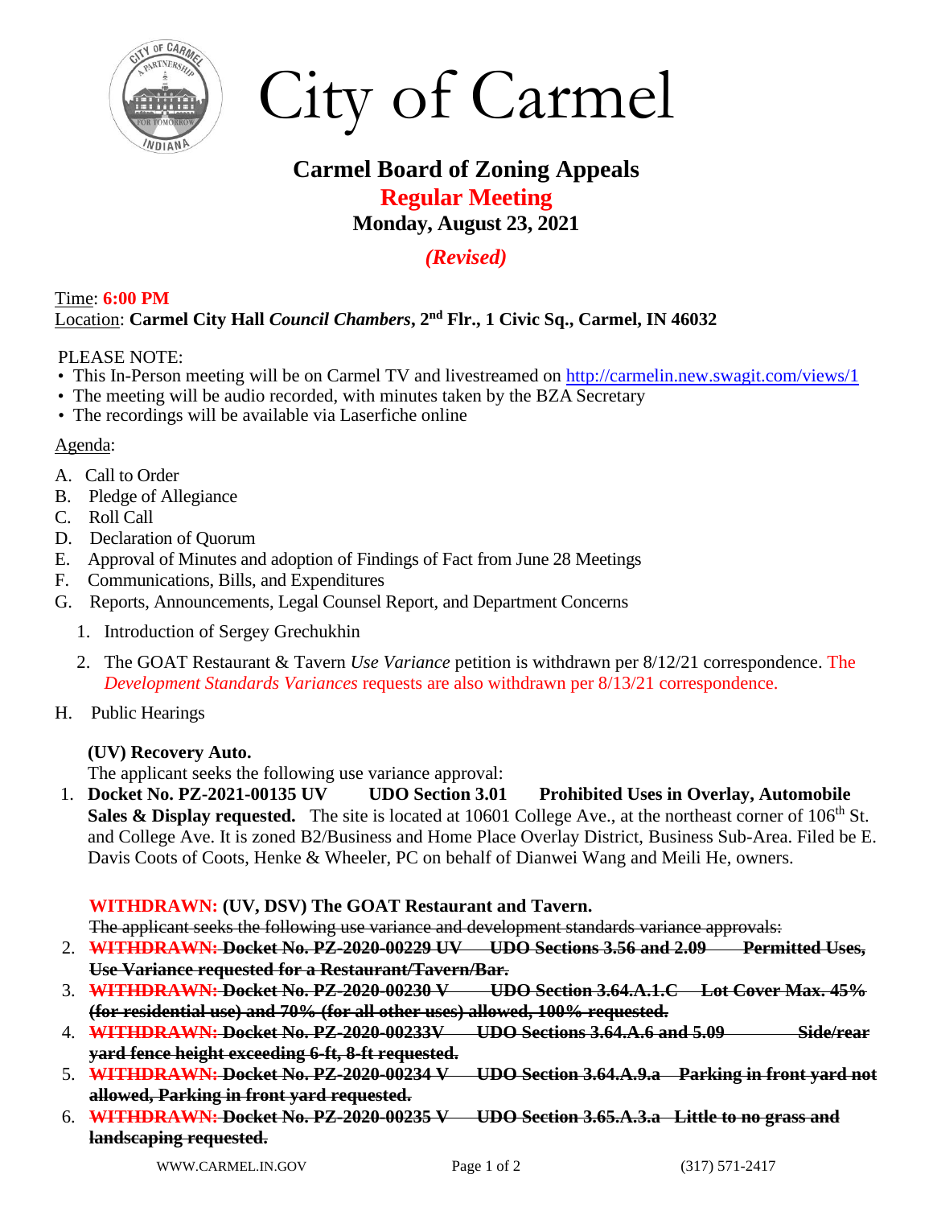# City of Carmel

## Carmel Board of Zoning Appeals

## Regular Meeting

### Monday, August 23, 2021

*(Revised)*

Time: **6:00 PM**
Location: **Carmel City Hall *Council Chambers*, 2nd Flr., 1 Civic Sq., Carmel, IN 46032**

PLEASE NOTE:

- This In-Person meeting will be on Carmel TV and livestreamed on http://carmelin.new.swagit.com/views/1
- The meeting will be audio recorded, with minutes taken by the BZA Secretary
- The recordings will be available via Laserfiche online

Agenda:

A. Call to Order
B. Pledge of Allegiance
C. Roll Call
D. Declaration of Quorum
E. Approval of Minutes and adoption of Findings of Fact from June 28 Meetings
F. Communications, Bills, and Expenditures
G. Reports, Announcements, Legal Counsel Report, and Department Concerns

1. Introduction of Sergey Grechukhin
2. The GOAT Restaurant & Tavern *Use Variance* petition is withdrawn per 8/12/21 correspondence. The *Development Standards Variances* requests are also withdrawn per 8/13/21 correspondence.

H. Public Hearings

**(UV) Recovery Auto.**
The applicant seeks the following use variance approval:

1. **Docket No. PZ-2021-00135 UV UDO Section 3.01 Prohibited Uses in Overlay, Automobile Sales & Display requested.** The site is located at 10601 College Ave., at the northeast corner of 106th St. and College Ave. It is zoned B2/Business and Home Place Overlay District, Business Sub-Area. Filed be E. Davis Coots of Coots, Henke & Wheeler, PC on behalf of Dianwei Wang and Meili He, owners.

**WITHDRAWN: (UV, DSV) The GOAT Restaurant and Tavern.**
~~The applicant seeks the following use variance and development standards variance approvals:~~

2. **WITHDRAWN: ~~Docket No. PZ-2020-00229 UV UDO Sections 3.56 and 2.09 Permitted Uses, Use Variance requested for a Restaurant/Tavern/Bar.~~**
3. **WITHDRAWN: ~~Docket No. PZ-2020-00230 V UDO Section 3.64.A.1.C Lot Cover Max. 45% (for residential use) and 70% (for all other uses) allowed, 100% requested.~~**
4. **WITHDRAWN: ~~Docket No. PZ-2020-00233V UDO Sections 3.64.A.6 and 5.09 Side/rear yard fence height exceeding 6-ft, 8-ft requested.~~**
5. **WITHDRAWN: ~~Docket No. PZ-2020-00234 V UDO Section 3.64.A.9.a Parking in front yard not allowed, Parking in front yard requested.~~**
6. **WITHDRAWN: ~~Docket No. PZ-2020-00235 V UDO Section 3.65.A.3.a Little to no grass and landscaping requested.~~**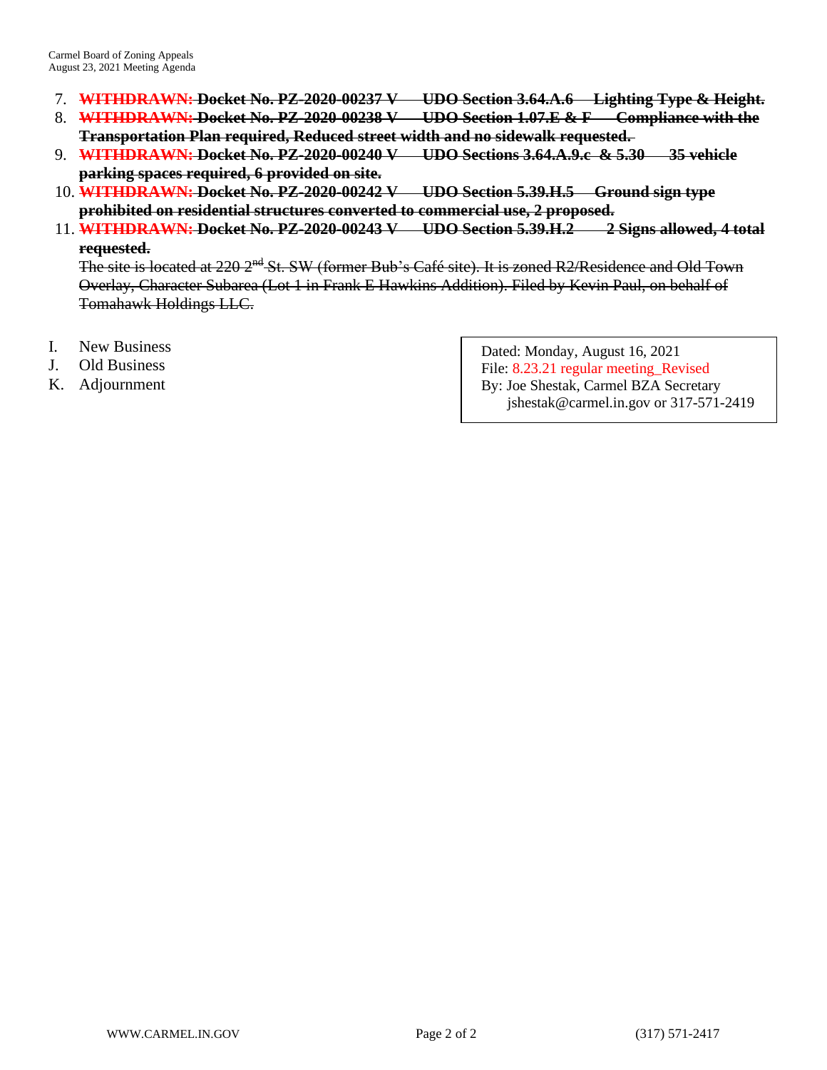7. ~~**WITHDRAWN: Docket No. PZ-2020-00237 V UDO Section 3.64.A.6 Lighting Type & Height.**~~
8. ~~**WITHDRAWN: Docket No. PZ-2020-00238 V UDO Section 1.07.E & F Compliance with the Transportation Plan required, Reduced street width and no sidewalk requested.**~~
9. ~~**WITHDRAWN: Docket No. PZ-2020-00240 V UDO Sections 3.64.A.9.c & 5.30 35 vehicle parking spaces required, 6 provided on site.**~~
10. ~~**WITHDRAWN: Docket No. PZ-2020-00242 V UDO Section 5.39.H.5 Ground sign type prohibited on residential structures converted to commercial use, 2 proposed.**~~
11. ~~**WITHDRAWN: Docket No. PZ-2020-00243 V UDO Section 5.39.H.2 2 Signs allowed, 4 total requested.**~~

    ~~The site is located at 220 2nd St. SW (former Bub's Café site). It is zoned R2/Residence and Old Town Overlay, Character Subarea (Lot 1 in Frank E Hawkins Addition). Filed by Kevin Paul, on behalf of Tomahawk Holdings LLC.~~

I. New Business
J. Old Business
K. Adjournment

Dated: Monday, August 16, 2021
File: 8.23.21 regular meeting_Revised
By: Joe Shestak, Carmel BZA Secretary
jshestak@carmel.in.gov or 317-571-2419